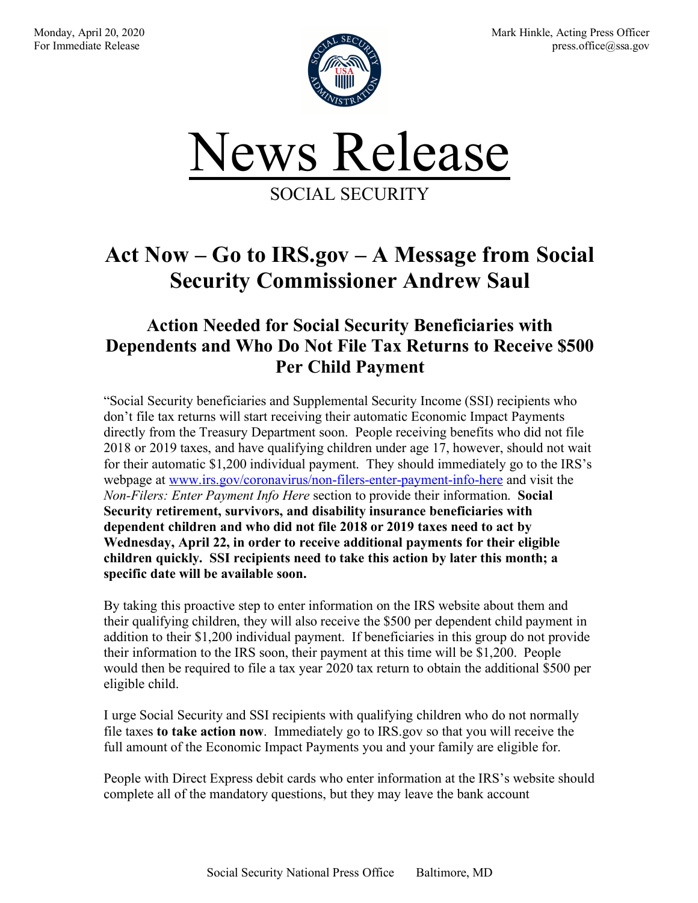Monday, April 20, 2020
For Immediate Release

Mark Hinkle, Acting Press Officer
press.office@ssa.gov

# News Release

SOCIAL SECURITY

## Act Now – Go to IRS.gov – A Message from Social Security Commissioner Andrew Saul

### Action Needed for Social Security Beneficiaries with Dependents and Who Do Not File Tax Returns to Receive $500 Per Child Payment

"Social Security beneficiaries and Supplemental Security Income (SSI) recipients who don't file tax returns will start receiving their automatic Economic Impact Payments directly from the Treasury Department soon. People receiving benefits who did not file 2018 or 2019 taxes, and have qualifying children under age 17, however, should not wait for their automatic $1,200 individual payment. They should immediately go to the IRS's webpage at [www.irs.gov/coronavirus/non-filers-enter-payment-info-here](http://www.irs.gov/coronavirus/non-filers-enter-payment-info-here) and visit the *Non-Filers: Enter Payment Info Here* section to provide their information. **Social Security retirement, survivors, and disability insurance beneficiaries with dependent children and who did not file 2018 or 2019 taxes need to act by Wednesday, April 22, in order to receive additional payments for their eligible children quickly. SSI recipients need to take this action by later this month; a specific date will be available soon.**

By taking this proactive step to enter information on the IRS website about them and their qualifying children, they will also receive the $500 per dependent child payment in addition to their $1,200 individual payment. If beneficiaries in this group do not provide their information to the IRS soon, their payment at this time will be $1,200. People would then be required to file a tax year 2020 tax return to obtain the additional $500 per eligible child.

I urge Social Security and SSI recipients with qualifying children who do not normally file taxes **to take action now**. Immediately go to IRS.gov so that you will receive the full amount of the Economic Impact Payments you and your family are eligible for.

People with Direct Express debit cards who enter information at the IRS's website should complete all of the mandatory questions, but they may leave the bank account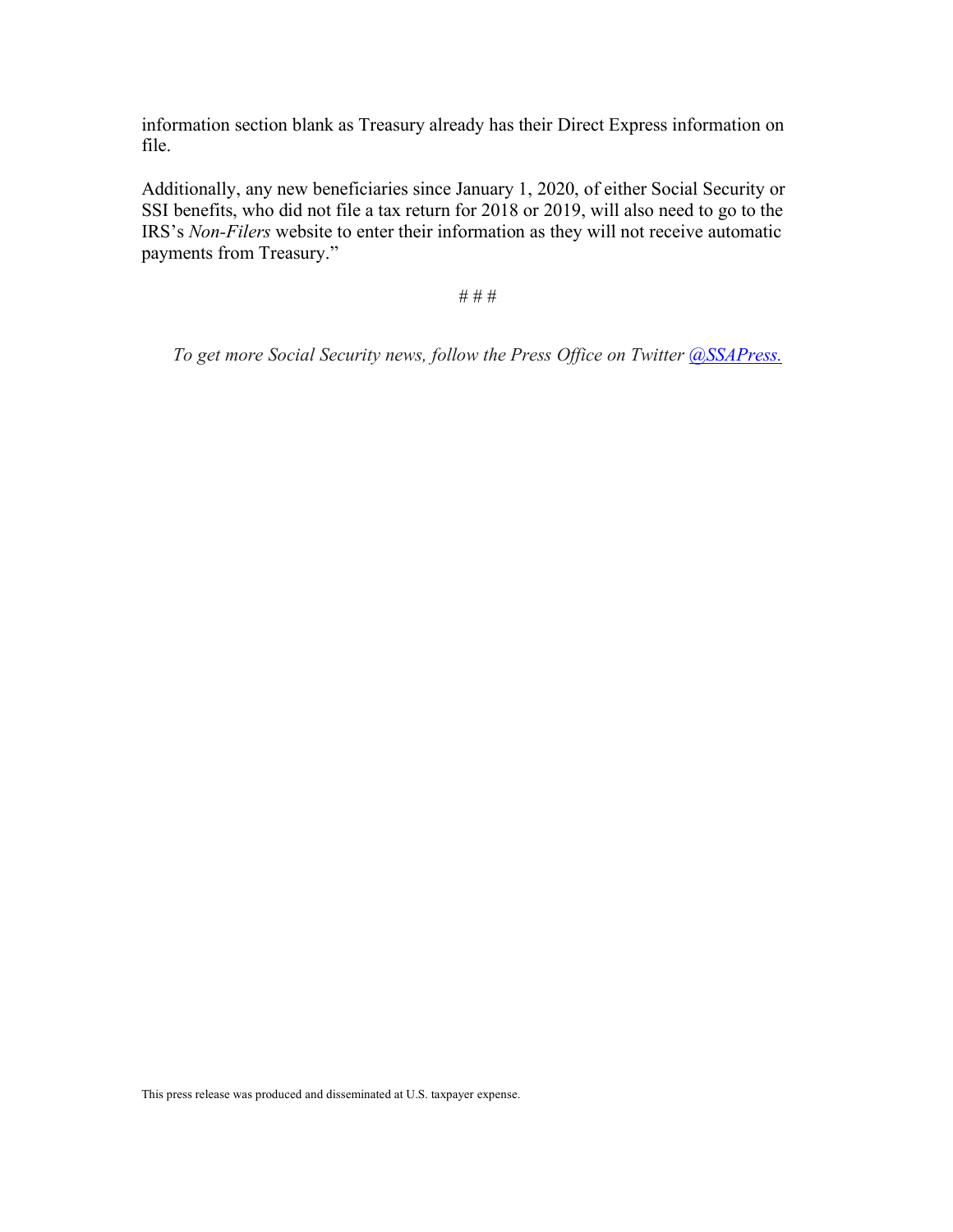information section blank as Treasury already has their Direct Express information on file.

Additionally, any new beneficiaries since January 1, 2020, of either Social Security or SSI benefits, who did not file a tax return for 2018 or 2019, will also need to go to the IRS's *Non-Filers* website to enter their information as they will not receive automatic payments from Treasury."

# # #

*To get more Social Security news, follow the Press Office on Twitter [@SSAPress.](@SSAPress.)*

This press release was produced and disseminated at U.S. taxpayer expense.